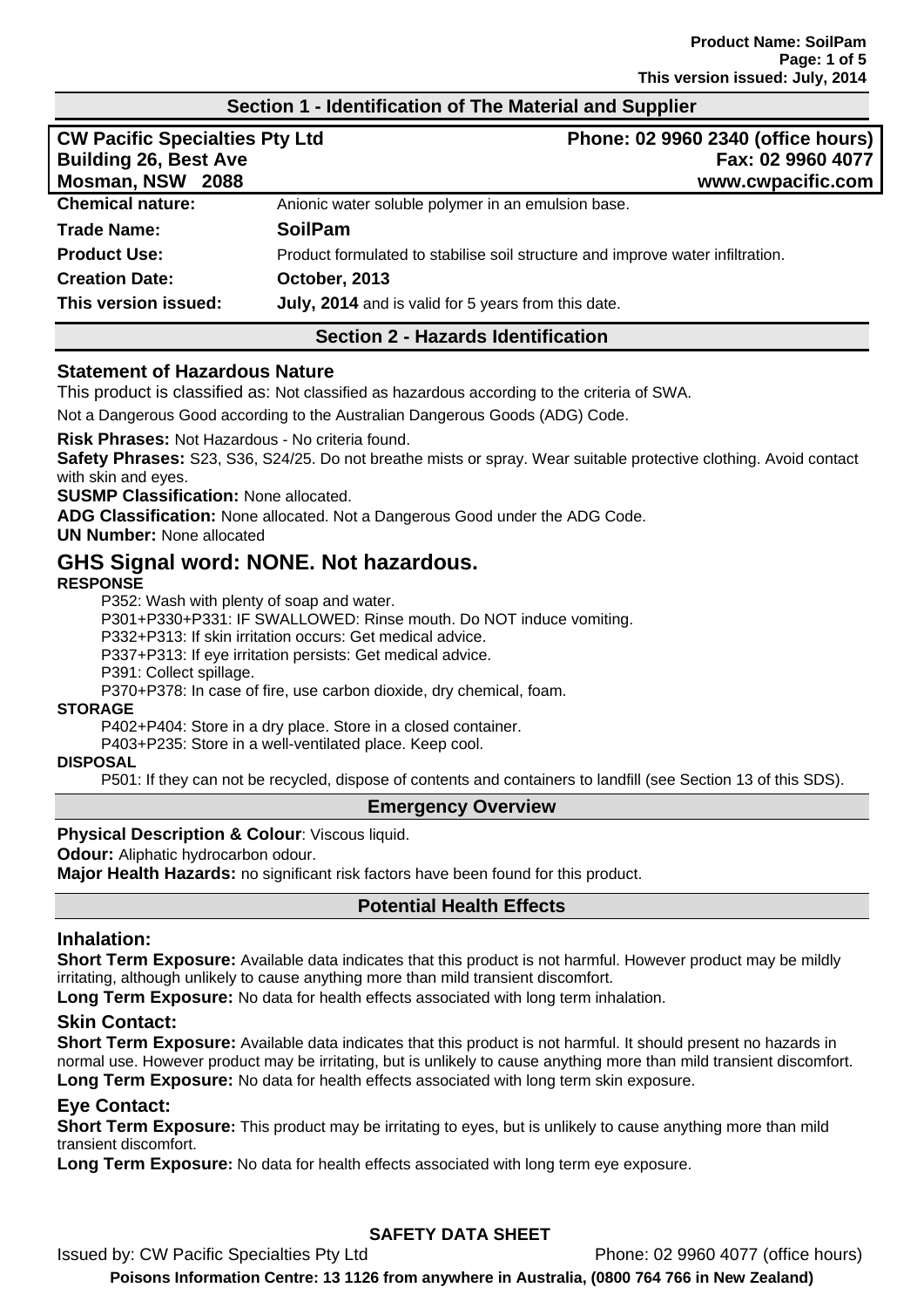## Section 1 - Identification of The Material and Supplier

| | |
|---|---|
| **CW Pacific Specialties Pty Ltd** | **Phone: 02 9960 2340 (office hours)** |
| **Building 26, Best Ave** | **Fax: 02 9960 4077** |
| **Mosman, NSW 2088** | **www.cwpacific.com** |

**Chemical nature:** Anionic water soluble polymer in an emulsion base.

**Trade Name:** **SoilPam**

**Product Use:** Product formulated to stabilise soil structure and improve water infiltration.

**Creation Date:** **October, 2013**

**This version issued:** **July, 2014** and is valid for 5 years from this date.

## Section 2 - Hazards Identification

### Statement of Hazardous Nature

This product is classified as: Not classified as hazardous according to the criteria of SWA.

Not a Dangerous Good according to the Australian Dangerous Goods (ADG) Code.

**Risk Phrases:** Not Hazardous - No criteria found.

**Safety Phrases:** S23, S36, S24/25. Do not breathe mists or spray. Wear suitable protective clothing. Avoid contact with skin and eyes.

**SUSMP Classification:** None allocated.

**ADG Classification:** None allocated. Not a Dangerous Good under the ADG Code.

**UN Number:** None allocated

## GHS Signal word: NONE. Not hazardous.

**RESPONSE**

P352: Wash with plenty of soap and water.
P301+P330+P331: IF SWALLOWED: Rinse mouth. Do NOT induce vomiting.
P332+P313: If skin irritation occurs: Get medical advice.
P337+P313: If eye irritation persists: Get medical advice.
P391: Collect spillage.
P370+P378: In case of fire, use carbon dioxide, dry chemical, foam.

**STORAGE**

P402+P404: Store in a dry place. Store in a closed container.
P403+P235: Store in a well-ventilated place. Keep cool.

**DISPOSAL**

P501: If they can not be recycled, dispose of contents and containers to landfill (see Section 13 of this SDS).

### Emergency Overview

**Physical Description & Colour**: Viscous liquid.

**Odour:** Aliphatic hydrocarbon odour.

**Major Health Hazards:** no significant risk factors have been found for this product.

### Potential Health Effects

### Inhalation:

**Short Term Exposure:** Available data indicates that this product is not harmful. However product may be mildly irritating, although unlikely to cause anything more than mild transient discomfort.

**Long Term Exposure:** No data for health effects associated with long term inhalation.

### Skin Contact:

**Short Term Exposure:** Available data indicates that this product is not harmful. It should present no hazards in normal use. However product may be irritating, but is unlikely to cause anything more than mild transient discomfort.

**Long Term Exposure:** No data for health effects associated with long term skin exposure.

### Eye Contact:

**Short Term Exposure:** This product may be irritating to eyes, but is unlikely to cause anything more than mild transient discomfort.

**Long Term Exposure:** No data for health effects associated with long term eye exposure.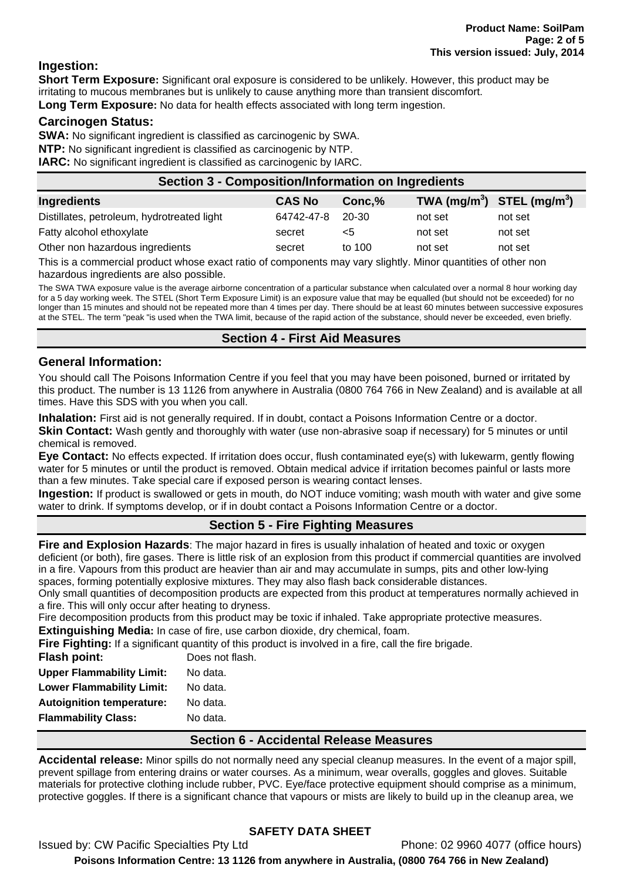### Ingestion:

**Short Term Exposure:** Significant oral exposure is considered to be unlikely. However, this product may be irritating to mucous membranes but is unlikely to cause anything more than transient discomfort.

**Long Term Exposure:** No data for health effects associated with long term ingestion.

### Carcinogen Status:

**SWA:** No significant ingredient is classified as carcinogenic by SWA.

**NTP:** No significant ingredient is classified as carcinogenic by NTP.

**IARC:** No significant ingredient is classified as carcinogenic by IARC.

## Section 3 - Composition/Information on Ingredients

| Ingredients | CAS No | Conc,% | TWA ($mg/m^3$) | STEL ($mg/m^3$) |
|---|---|---|---|---|
| Distillates, petroleum, hydrotreated light | 64742-47-8 | 20-30 | not set | not set |
| Fatty alcohol ethoxylate | secret | <5 | not set | not set |
| Other non hazardous ingredients | secret | to 100 | not set | not set |

This is a commercial product whose exact ratio of components may vary slightly. Minor quantities of other non hazardous ingredients are also possible.

The SWA TWA exposure value is the average airborne concentration of a particular substance when calculated over a normal 8 hour working day for a 5 day working week. The STEL (Short Term Exposure Limit) is an exposure value that may be equalled (but should not be exceeded) for no longer than 15 minutes and should not be repeated more than 4 times per day. There should be at least 60 minutes between successive exposures at the STEL. The term "peak "is used when the TWA limit, because of the rapid action of the substance, should never be exceeded, even briefly.

## Section 4 - First Aid Measures

### General Information:

You should call The Poisons Information Centre if you feel that you may have been poisoned, burned or irritated by this product. The number is 13 1126 from anywhere in Australia (0800 764 766 in New Zealand) and is available at all times. Have this SDS with you when you call.

**Inhalation:** First aid is not generally required. If in doubt, contact a Poisons Information Centre or a doctor.

**Skin Contact:** Wash gently and thoroughly with water (use non-abrasive soap if necessary) for 5 minutes or until chemical is removed.

**Eye Contact:** No effects expected. If irritation does occur, flush contaminated eye(s) with lukewarm, gently flowing water for 5 minutes or until the product is removed. Obtain medical advice if irritation becomes painful or lasts more than a few minutes. Take special care if exposed person is wearing contact lenses.

**Ingestion:** If product is swallowed or gets in mouth, do NOT induce vomiting; wash mouth with water and give some water to drink. If symptoms develop, or if in doubt contact a Poisons Information Centre or a doctor.

## Section 5 - Fire Fighting Measures

**Fire and Explosion Hazards**: The major hazard in fires is usually inhalation of heated and toxic or oxygen deficient (or both), fire gases. There is little risk of an explosion from this product if commercial quantities are involved in a fire. Vapours from this product are heavier than air and may accumulate in sumps, pits and other low-lying spaces, forming potentially explosive mixtures. They may also flash back considerable distances.

Only small quantities of decomposition products are expected from this product at temperatures normally achieved in a fire. This will only occur after heating to dryness.

Fire decomposition products from this product may be toxic if inhaled. Take appropriate protective measures.

**Extinguishing Media:** In case of fire, use carbon dioxide, dry chemical, foam.

**Fire Fighting:** If a significant quantity of this product is involved in a fire, call the fire brigade.

**Flash point:** Does not flash.

**Upper Flammability Limit:** No data.

**Lower Flammability Limit:** No data.

**Autoignition temperature:** No data.

**Flammability Class:** No data.

## Section 6 - Accidental Release Measures

**Accidental release:** Minor spills do not normally need any special cleanup measures. In the event of a major spill, prevent spillage from entering drains or water courses. As a minimum, wear overalls, goggles and gloves. Suitable materials for protective clothing include rubber, PVC. Eye/face protective equipment should comprise as a minimum, protective goggles. If there is a significant chance that vapours or mists are likely to build up in the cleanup area, we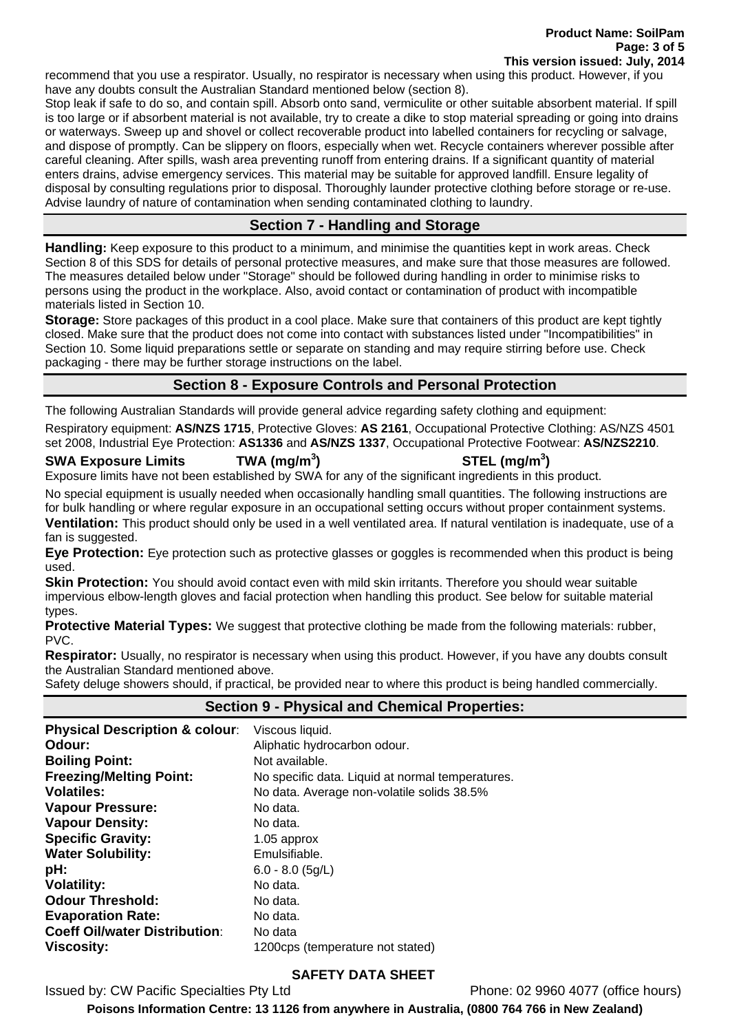recommend that you use a respirator. Usually, no respirator is necessary when using this product. However, if you have any doubts consult the Australian Standard mentioned below (section 8).
Stop leak if safe to do so, and contain spill. Absorb onto sand, vermiculite or other suitable absorbent material. If spill is too large or if absorbent material is not available, try to create a dike to stop material spreading or going into drains or waterways. Sweep up and shovel or collect recoverable product into labelled containers for recycling or salvage, and dispose of promptly. Can be slippery on floors, especially when wet. Recycle containers wherever possible after careful cleaning. After spills, wash area preventing runoff from entering drains. If a significant quantity of material enters drains, advise emergency services. This material may be suitable for approved landfill. Ensure legality of disposal by consulting regulations prior to disposal. Thoroughly launder protective clothing before storage or re-use. Advise laundry of nature of contamination when sending contaminated clothing to laundry.

## Section 7 - Handling and Storage

**Handling:** Keep exposure to this product to a minimum, and minimise the quantities kept in work areas. Check Section 8 of this SDS for details of personal protective measures, and make sure that those measures are followed. The measures detailed below under "Storage" should be followed during handling in order to minimise risks to persons using the product in the workplace. Also, avoid contact or contamination of product with incompatible materials listed in Section 10.

**Storage:** Store packages of this product in a cool place. Make sure that containers of this product are kept tightly closed. Make sure that the product does not come into contact with substances listed under "Incompatibilities" in Section 10. Some liquid preparations settle or separate on standing and may require stirring before use. Check packaging - there may be further storage instructions on the label.

## Section 8 - Exposure Controls and Personal Protection

The following Australian Standards will provide general advice regarding safety clothing and equipment:

Respiratory equipment: **AS/NZS 1715**, Protective Gloves: **AS 2161**, Occupational Protective Clothing: AS/NZS 4501 set 2008, Industrial Eye Protection: **AS1336** and **AS/NZS 1337**, Occupational Protective Footwear: **AS/NZS2210**.

**SWA Exposure Limits** **TWA (mg/m$^3$)** **STEL (mg/m$^3$)**

Exposure limits have not been established by SWA for any of the significant ingredients in this product.

No special equipment is usually needed when occasionally handling small quantities. The following instructions are for bulk handling or where regular exposure in an occupational setting occurs without proper containment systems.

**Ventilation:** This product should only be used in a well ventilated area. If natural ventilation is inadequate, use of a fan is suggested.

**Eye Protection:** Eye protection such as protective glasses or goggles is recommended when this product is being used.

**Skin Protection:** You should avoid contact even with mild skin irritants. Therefore you should wear suitable impervious elbow-length gloves and facial protection when handling this product. See below for suitable material types.

**Protective Material Types:** We suggest that protective clothing be made from the following materials: rubber, PVC.

**Respirator:** Usually, no respirator is necessary when using this product. However, if you have any doubts consult the Australian Standard mentioned above.

Safety deluge showers should, if practical, be provided near to where this product is being handled commercially.

## Section 9 - Physical and Chemical Properties:

| | |
|---|---|
| **Physical Description & colour**: | Viscous liquid. |
| **Odour:** | Aliphatic hydrocarbon odour. |
| **Boiling Point:** | Not available. |
| **Freezing/Melting Point:** | No specific data. Liquid at normal temperatures. |
| **Volatiles:** | No data. Average non-volatile solids 38.5% |
| **Vapour Pressure:** | No data. |
| **Vapour Density:** | No data. |
| **Specific Gravity:** | 1.05 approx |
| **Water Solubility:** | Emulsifiable. |
| **pH:** | 6.0 - 8.0 (5g/L) |
| **Volatility:** | No data. |
| **Odour Threshold:** | No data. |
| **Evaporation Rate:** | No data. |
| **Coeff Oil/water Distribution**: | No data |
| **Viscosity:** | 1200cps (temperature not stated) |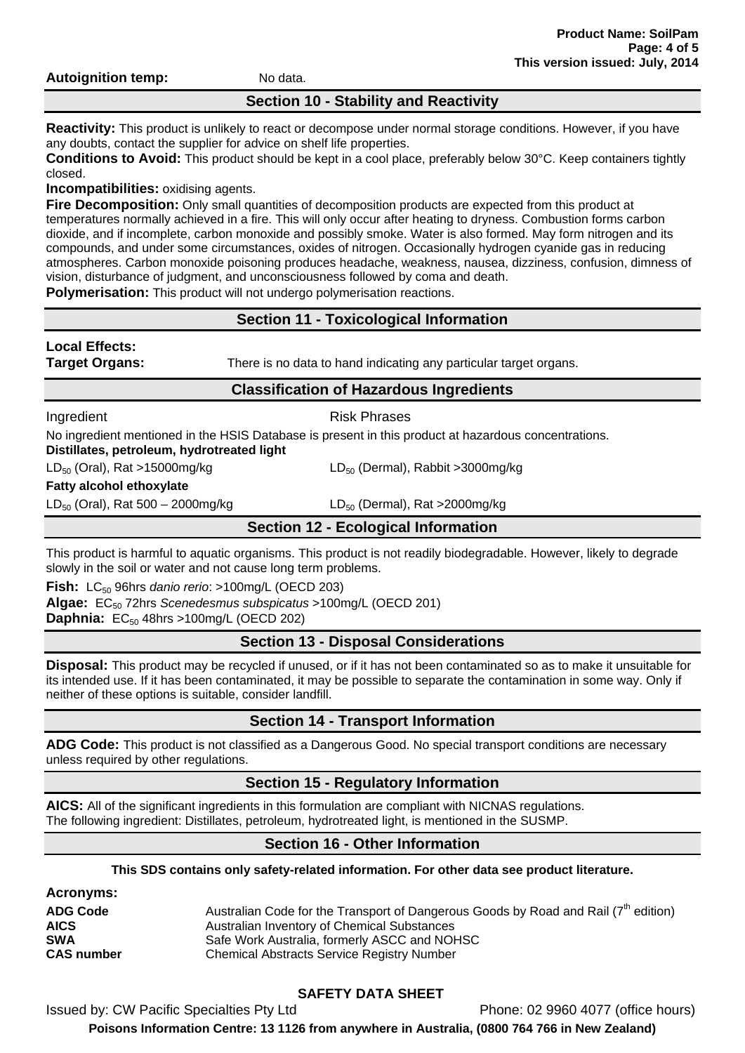**Autoignition temp:** No data.

## Section 10 - Stability and Reactivity

**Reactivity:** This product is unlikely to react or decompose under normal storage conditions. However, if you have any doubts, contact the supplier for advice on shelf life properties.

**Conditions to Avoid:** This product should be kept in a cool place, preferably below 30°C. Keep containers tightly closed.

**Incompatibilities:** oxidising agents.

**Fire Decomposition:** Only small quantities of decomposition products are expected from this product at temperatures normally achieved in a fire. This will only occur after heating to dryness. Combustion forms carbon dioxide, and if incomplete, carbon monoxide and possibly smoke. Water is also formed. May form nitrogen and its compounds, and under some circumstances, oxides of nitrogen. Occasionally hydrogen cyanide gas in reducing atmospheres. Carbon monoxide poisoning produces headache, weakness, nausea, dizziness, confusion, dimness of vision, disturbance of judgment, and unconsciousness followed by coma and death.

**Polymerisation:** This product will not undergo polymerisation reactions.

## Section 11 - Toxicological Information

**Local Effects:**

**Target Organs:** There is no data to hand indicating any particular target organs.

## Classification of Hazardous Ingredients

| Ingredient | Risk Phrases |
|---|---|

No ingredient mentioned in the HSIS Database is present in this product at hazardous concentrations.

**Distillates, petroleum, hydrotreated light**

| | |
|---|---|
| $LD_{50}$ (Oral), Rat >15000mg/kg | $LD_{50}$ (Dermal), Rabbit >3000mg/kg |

**Fatty alcohol ethoxylate**

| | |
|---|---|
| $LD_{50}$ (Oral), Rat 500 – 2000mg/kg | $LD_{50}$ (Dermal), Rat >2000mg/kg |

## Section 12 - Ecological Information

This product is harmful to aquatic organisms. This product is not readily biodegradable. However, likely to degrade slowly in the soil or water and not cause long term problems.

**Fish:** $LC_{50}$ 96hrs *danio rerio*: >100mg/L (OECD 203)

**Algae:** $EC_{50}$ 72hrs *Scenedesmus subspicatus* >100mg/L (OECD 201)

**Daphnia:** $EC_{50}$ 48hrs >100mg/L (OECD 202)

## Section 13 - Disposal Considerations

**Disposal:** This product may be recycled if unused, or if it has not been contaminated so as to make it unsuitable for its intended use. If it has been contaminated, it may be possible to separate the contamination in some way. Only if neither of these options is suitable, consider landfill.

## Section 14 - Transport Information

**ADG Code:** This product is not classified as a Dangerous Good. No special transport conditions are necessary unless required by other regulations.

## Section 15 - Regulatory Information

**AICS:** All of the significant ingredients in this formulation are compliant with NICNAS regulations.
The following ingredient: Distillates, petroleum, hydrotreated light, is mentioned in the SUSMP.

## Section 16 - Other Information

**This SDS contains only safety-related information. For other data see product literature.**

**Acronyms:**

| | |
|---|---|
| **ADG Code** | Australian Code for the Transport of Dangerous Goods by Road and Rail (7th edition) |
| **AICS** | Australian Inventory of Chemical Substances |
| **SWA** | Safe Work Australia, formerly ASCC and NOHSC |
| **CAS number** | Chemical Abstracts Service Registry Number |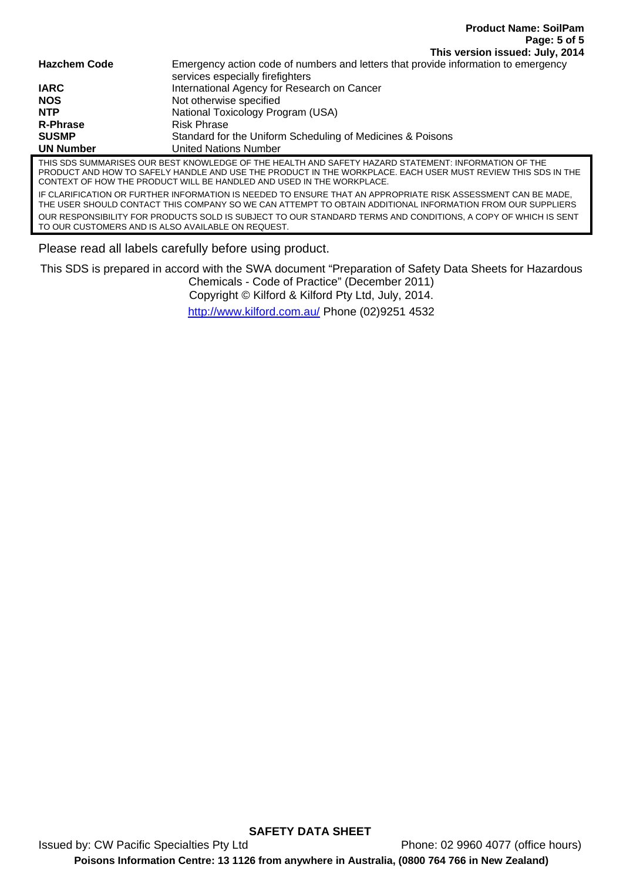| | |
|---|---|
| **Hazchem Code** | Emergency action code of numbers and letters that provide information to emergency services especially firefighters |
| **IARC** | International Agency for Research on Cancer |
| **NOS** | Not otherwise specified |
| **NTP** | National Toxicology Program (USA) |
| **R-Phrase** | Risk Phrase |
| **SUSMP** | Standard for the Uniform Scheduling of Medicines & Poisons |
| **UN Number** | United Nations Number |

THIS SDS SUMMARISES OUR BEST KNOWLEDGE OF THE HEALTH AND SAFETY HAZARD STATEMENT: INFORMATION OF THE PRODUCT AND HOW TO SAFELY HANDLE AND USE THE PRODUCT IN THE WORKPLACE. EACH USER MUST REVIEW THIS SDS IN THE CONTEXT OF HOW THE PRODUCT WILL BE HANDLED AND USED IN THE WORKPLACE.

IF CLARIFICATION OR FURTHER INFORMATION IS NEEDED TO ENSURE THAT AN APPROPRIATE RISK ASSESSMENT CAN BE MADE, THE USER SHOULD CONTACT THIS COMPANY SO WE CAN ATTEMPT TO OBTAIN ADDITIONAL INFORMATION FROM OUR SUPPLIERS

OUR RESPONSIBILITY FOR PRODUCTS SOLD IS SUBJECT TO OUR STANDARD TERMS AND CONDITIONS, A COPY OF WHICH IS SENT TO OUR CUSTOMERS AND IS ALSO AVAILABLE ON REQUEST.

Please read all labels carefully before using product.

This SDS is prepared in accord with the SWA document "Preparation of Safety Data Sheets for Hazardous Chemicals - Code of Practice" (December 2011)

Copyright © Kilford & Kilford Pty Ltd, July, 2014.

http://www.kilford.com.au/ Phone (02)9251 4532